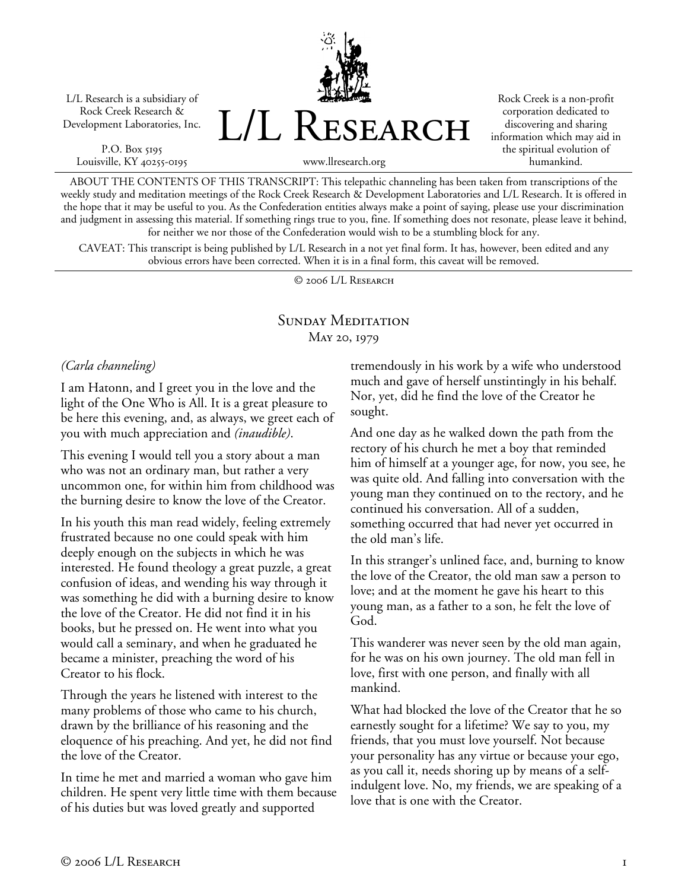L/L Research is a subsidiary of Rock Creek Research & Development Laboratories, Inc.

P.O. Box 5195
Louisville, KY 40255-0195

# L/L Research

www.llresearch.org

Rock Creek is a non-profit corporation dedicated to discovering and sharing information which may aid in the spiritual evolution of humankind.

ABOUT THE CONTENTS OF THIS TRANSCRIPT: This telepathic channeling has been taken from transcriptions of the weekly study and meditation meetings of the Rock Creek Research & Development Laboratories and L/L Research. It is offered in the hope that it may be useful to you. As the Confederation entities always make a point of saying, please use your discrimination and judgment in assessing this material. If something rings true to you, fine. If something does not resonate, please leave it behind, for neither we nor those of the Confederation would wish to be a stumbling block for any.

CAVEAT: This transcript is being published by L/L Research in a not yet final form. It has, however, been edited and any obvious errors have been corrected. When it is in a final form, this caveat will be removed.

© 2006 L/L Research

## Sunday Meditation
May 20, 1979

*(Carla channeling)*

I am Hatonn, and I greet you in the love and the light of the One Who is All. It is a great pleasure to be here this evening, and, as always, we greet each of you with much appreciation and *(inaudible)*.

This evening I would tell you a story about a man who was not an ordinary man, but rather a very uncommon one, for within him from childhood was the burning desire to know the love of the Creator.

In his youth this man read widely, feeling extremely frustrated because no one could speak with him deeply enough on the subjects in which he was interested. He found theology a great puzzle, a great confusion of ideas, and wending his way through it was something he did with a burning desire to know the love of the Creator. He did not find it in his books, but he pressed on. He went into what you would call a seminary, and when he graduated he became a minister, preaching the word of his Creator to his flock.

Through the years he listened with interest to the many problems of those who came to his church, drawn by the brilliance of his reasoning and the eloquence of his preaching. And yet, he did not find the love of the Creator.

In time he met and married a woman who gave him children. He spent very little time with them because of his duties but was loved greatly and supported tremendously in his work by a wife who understood much and gave of herself unstintingly in his behalf. Nor, yet, did he find the love of the Creator he sought.

And one day as he walked down the path from the rectory of his church he met a boy that reminded him of himself at a younger age, for now, you see, he was quite old. And falling into conversation with the young man they continued on to the rectory, and he continued his conversation. All of a sudden, something occurred that had never yet occurred in the old man's life.

In this stranger's unlined face, and, burning to know the love of the Creator, the old man saw a person to love; and at the moment he gave his heart to this young man, as a father to a son, he felt the love of God.

This wanderer was never seen by the old man again, for he was on his own journey. The old man fell in love, first with one person, and finally with all mankind.

What had blocked the love of the Creator that he so earnestly sought for a lifetime? We say to you, my friends, that you must love yourself. Not because your personality has any virtue or because your ego, as you call it, needs shoring up by means of a self-indulgent love. No, my friends, we are speaking of a love that is one with the Creator.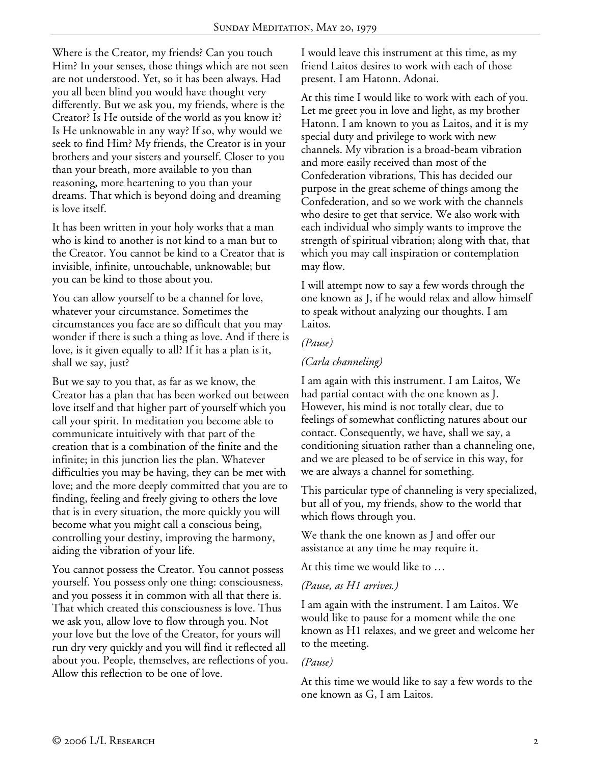Where is the Creator, my friends? Can you touch Him? In your senses, those things which are not seen are not understood. Yet, so it has been always. Had you all been blind you would have thought very differently. But we ask you, my friends, where is the Creator? Is He outside of the world as you know it? Is He unknowable in any way? If so, why would we seek to find Him? My friends, the Creator is in your brothers and your sisters and yourself. Closer to you than your breath, more available to you than reasoning, more heartening to you than your dreams. That which is beyond doing and dreaming is love itself.

It has been written in your holy works that a man who is kind to another is not kind to a man but to the Creator. You cannot be kind to a Creator that is invisible, infinite, untouchable, unknowable; but you can be kind to those about you.

You can allow yourself to be a channel for love, whatever your circumstance. Sometimes the circumstances you face are so difficult that you may wonder if there is such a thing as love. And if there is love, is it given equally to all? If it has a plan is it, shall we say, just?

But we say to you that, as far as we know, the Creator has a plan that has been worked out between love itself and that higher part of yourself which you call your spirit. In meditation you become able to communicate intuitively with that part of the creation that is a combination of the finite and the infinite; in this junction lies the plan. Whatever difficulties you may be having, they can be met with love; and the more deeply committed that you are to finding, feeling and freely giving to others the love that is in every situation, the more quickly you will become what you might call a conscious being, controlling your destiny, improving the harmony, aiding the vibration of your life.

You cannot possess the Creator. You cannot possess yourself. You possess only one thing: consciousness, and you possess it in common with all that there is. That which created this consciousness is love. Thus we ask you, allow love to flow through you. Not your love but the love of the Creator, for yours will run dry very quickly and you will find it reflected all about you. People, themselves, are reflections of you. Allow this reflection to be one of love.

I would leave this instrument at this time, as my friend Laitos desires to work with each of those present. I am Hatonn. Adonai.

At this time I would like to work with each of you. Let me greet you in love and light, as my brother Hatonn. I am known to you as Laitos, and it is my special duty and privilege to work with new channels. My vibration is a broad-beam vibration and more easily received than most of the Confederation vibrations, This has decided our purpose in the great scheme of things among the Confederation, and so we work with the channels who desire to get that service. We also work with each individual who simply wants to improve the strength of spiritual vibration; along with that, that which you may call inspiration or contemplation may flow.

I will attempt now to say a few words through the one known as J, if he would relax and allow himself to speak without analyzing our thoughts. I am Laitos.

*(Pause)*

*(Carla channeling)*

I am again with this instrument. I am Laitos, We had partial contact with the one known as J. However, his mind is not totally clear, due to feelings of somewhat conflicting natures about our contact. Consequently, we have, shall we say, a conditioning situation rather than a channeling one, and we are pleased to be of service in this way, for we are always a channel for something.

This particular type of channeling is very specialized, but all of you, my friends, show to the world that which flows through you.

We thank the one known as J and offer our assistance at any time he may require it.

At this time we would like to …

*(Pause, as H1 arrives.)*

I am again with the instrument. I am Laitos. We would like to pause for a moment while the one known as H1 relaxes, and we greet and welcome her to the meeting.

*(Pause)*

At this time we would like to say a few words to the one known as G, I am Laitos.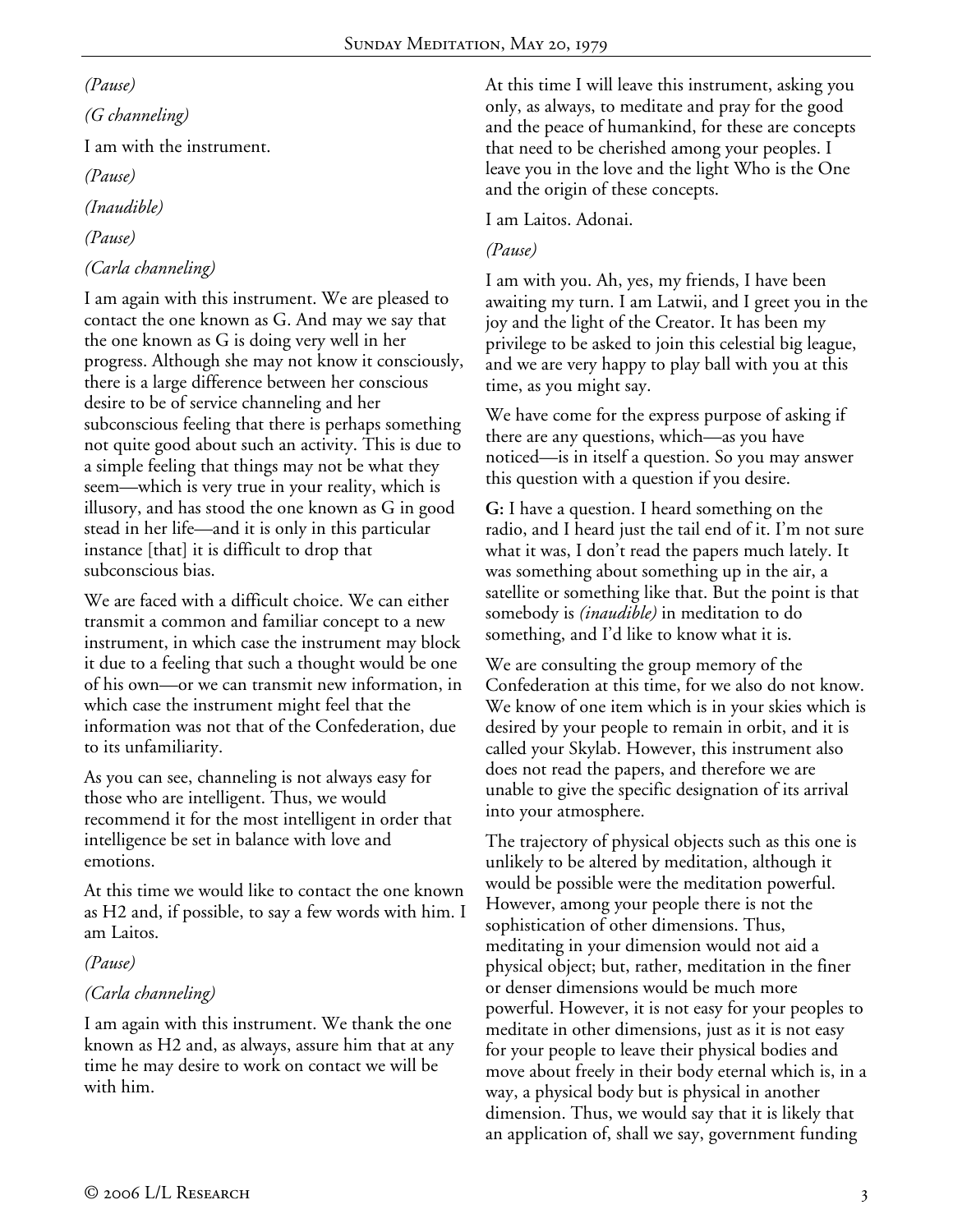*(Pause)*

*(G channeling)*

I am with the instrument.

*(Pause)*

*(Inaudible)*

*(Pause)*

*(Carla channeling)*

I am again with this instrument. We are pleased to contact the one known as G. And may we say that the one known as G is doing very well in her progress. Although she may not know it consciously, there is a large difference between her conscious desire to be of service channeling and her subconscious feeling that there is perhaps something not quite good about such an activity. This is due to a simple feeling that things may not be what they seem—which is very true in your reality, which is illusory, and has stood the one known as G in good stead in her life—and it is only in this particular instance [that] it is difficult to drop that subconscious bias.

We are faced with a difficult choice. We can either transmit a common and familiar concept to a new instrument, in which case the instrument may block it due to a feeling that such a thought would be one of his own—or we can transmit new information, in which case the instrument might feel that the information was not that of the Confederation, due to its unfamiliarity.

As you can see, channeling is not always easy for those who are intelligent. Thus, we would recommend it for the most intelligent in order that intelligence be set in balance with love and emotions.

At this time we would like to contact the one known as H2 and, if possible, to say a few words with him. I am Laitos.

*(Pause)*

*(Carla channeling)*

I am again with this instrument. We thank the one known as H2 and, as always, assure him that at any time he may desire to work on contact we will be with him.

At this time I will leave this instrument, asking you only, as always, to meditate and pray for the good and the peace of humankind, for these are concepts that need to be cherished among your peoples. I leave you in the love and the light Who is the One and the origin of these concepts.

I am Laitos. Adonai.

*(Pause)*

I am with you. Ah, yes, my friends, I have been awaiting my turn. I am Latwii, and I greet you in the joy and the light of the Creator. It has been my privilege to be asked to join this celestial big league, and we are very happy to play ball with you at this time, as you might say.

We have come for the express purpose of asking if there are any questions, which—as you have noticed—is in itself a question. So you may answer this question with a question if you desire.

**G:** I have a question. I heard something on the radio, and I heard just the tail end of it. I'm not sure what it was, I don't read the papers much lately. It was something about something up in the air, a satellite or something like that. But the point is that somebody is *(inaudible)* in meditation to do something, and I'd like to know what it is.

We are consulting the group memory of the Confederation at this time, for we also do not know. We know of one item which is in your skies which is desired by your people to remain in orbit, and it is called your Skylab. However, this instrument also does not read the papers, and therefore we are unable to give the specific designation of its arrival into your atmosphere.

The trajectory of physical objects such as this one is unlikely to be altered by meditation, although it would be possible were the meditation powerful. However, among your people there is not the sophistication of other dimensions. Thus, meditating in your dimension would not aid a physical object; but, rather, meditation in the finer or denser dimensions would be much more powerful. However, it is not easy for your peoples to meditate in other dimensions, just as it is not easy for your people to leave their physical bodies and move about freely in their body eternal which is, in a way, a physical body but is physical in another dimension. Thus, we would say that it is likely that an application of, shall we say, government funding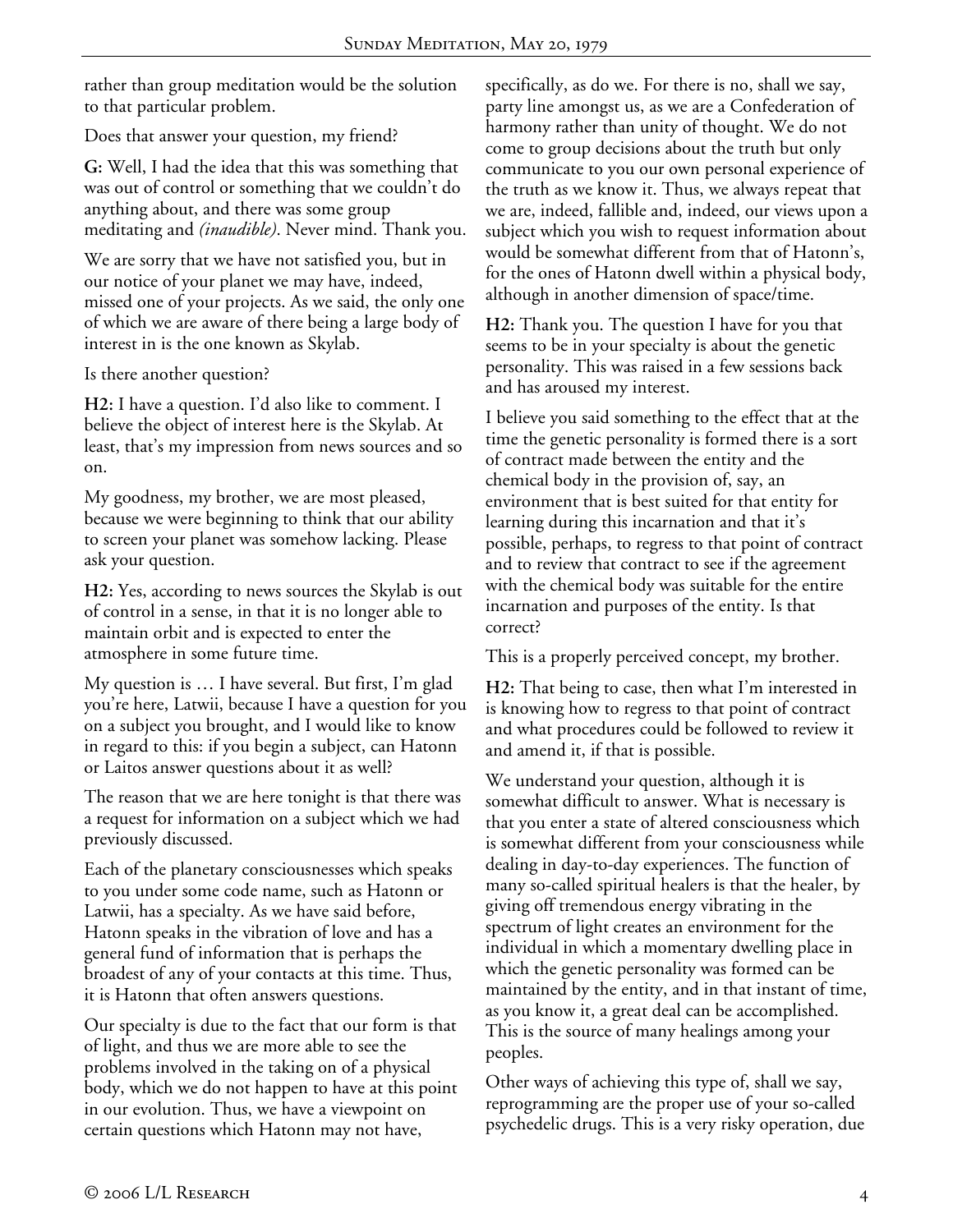rather than group meditation would be the solution to that particular problem.

Does that answer your question, my friend?

**G:** Well, I had the idea that this was something that was out of control or something that we couldn't do anything about, and there was some group meditating and *(inaudible)*. Never mind. Thank you.

We are sorry that we have not satisfied you, but in our notice of your planet we may have, indeed, missed one of your projects. As we said, the only one of which we are aware of there being a large body of interest in is the one known as Skylab.

Is there another question?

**H2:** I have a question. I'd also like to comment. I believe the object of interest here is the Skylab. At least, that's my impression from news sources and so on.

My goodness, my brother, we are most pleased, because we were beginning to think that our ability to screen your planet was somehow lacking. Please ask your question.

**H2:** Yes, according to news sources the Skylab is out of control in a sense, in that it is no longer able to maintain orbit and is expected to enter the atmosphere in some future time.

My question is … I have several. But first, I'm glad you're here, Latwii, because I have a question for you on a subject you brought, and I would like to know in regard to this: if you begin a subject, can Hatonn or Laitos answer questions about it as well?

The reason that we are here tonight is that there was a request for information on a subject which we had previously discussed.

Each of the planetary consciousnesses which speaks to you under some code name, such as Hatonn or Latwii, has a specialty. As we have said before, Hatonn speaks in the vibration of love and has a general fund of information that is perhaps the broadest of any of your contacts at this time. Thus, it is Hatonn that often answers questions.

Our specialty is due to the fact that our form is that of light, and thus we are more able to see the problems involved in the taking on of a physical body, which we do not happen to have at this point in our evolution. Thus, we have a viewpoint on certain questions which Hatonn may not have, specifically, as do we. For there is no, shall we say, party line amongst us, as we are a Confederation of harmony rather than unity of thought. We do not come to group decisions about the truth but only communicate to you our own personal experience of the truth as we know it. Thus, we always repeat that we are, indeed, fallible and, indeed, our views upon a subject which you wish to request information about would be somewhat different from that of Hatonn's, for the ones of Hatonn dwell within a physical body, although in another dimension of space/time.

**H2:** Thank you. The question I have for you that seems to be in your specialty is about the genetic personality. This was raised in a few sessions back and has aroused my interest.

I believe you said something to the effect that at the time the genetic personality is formed there is a sort of contract made between the entity and the chemical body in the provision of, say, an environment that is best suited for that entity for learning during this incarnation and that it's possible, perhaps, to regress to that point of contract and to review that contract to see if the agreement with the chemical body was suitable for the entire incarnation and purposes of the entity. Is that correct?

This is a properly perceived concept, my brother.

**H2:** That being to case, then what I'm interested in is knowing how to regress to that point of contract and what procedures could be followed to review it and amend it, if that is possible.

We understand your question, although it is somewhat difficult to answer. What is necessary is that you enter a state of altered consciousness which is somewhat different from your consciousness while dealing in day-to-day experiences. The function of many so-called spiritual healers is that the healer, by giving off tremendous energy vibrating in the spectrum of light creates an environment for the individual in which a momentary dwelling place in which the genetic personality was formed can be maintained by the entity, and in that instant of time, as you know it, a great deal can be accomplished. This is the source of many healings among your peoples.

Other ways of achieving this type of, shall we say, reprogramming are the proper use of your so-called psychedelic drugs. This is a very risky operation, due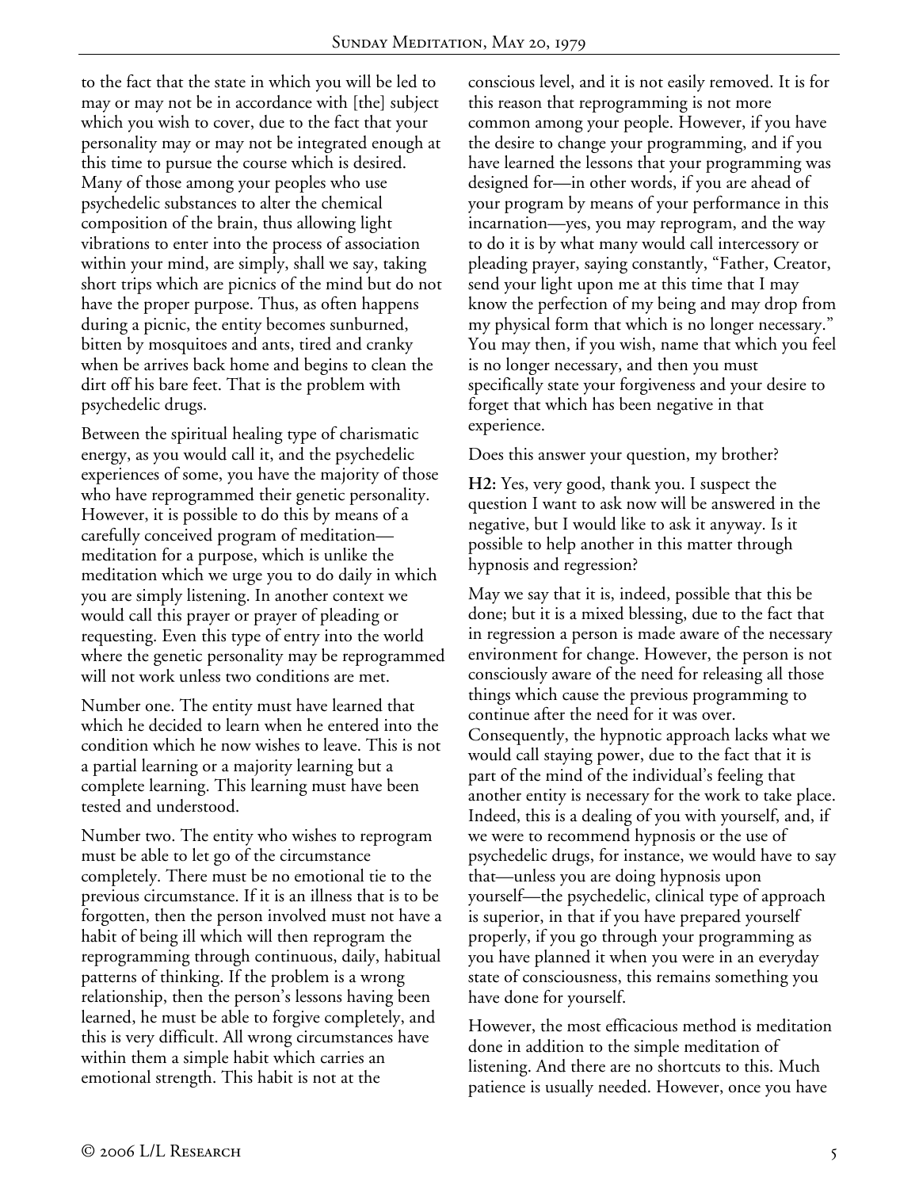to the fact that the state in which you will be led to may or may not be in accordance with [the] subject which you wish to cover, due to the fact that your personality may or may not be integrated enough at this time to pursue the course which is desired. Many of those among your peoples who use psychedelic substances to alter the chemical composition of the brain, thus allowing light vibrations to enter into the process of association within your mind, are simply, shall we say, taking short trips which are picnics of the mind but do not have the proper purpose. Thus, as often happens during a picnic, the entity becomes sunburned, bitten by mosquitoes and ants, tired and cranky when be arrives back home and begins to clean the dirt off his bare feet. That is the problem with psychedelic drugs.

Between the spiritual healing type of charismatic energy, as you would call it, and the psychedelic experiences of some, you have the majority of those who have reprogrammed their genetic personality. However, it is possible to do this by means of a carefully conceived program of meditation—meditation for a purpose, which is unlike the meditation which we urge you to do daily in which you are simply listening. In another context we would call this prayer or prayer of pleading or requesting. Even this type of entry into the world where the genetic personality may be reprogrammed will not work unless two conditions are met.

Number one. The entity must have learned that which he decided to learn when he entered into the condition which he now wishes to leave. This is not a partial learning or a majority learning but a complete learning. This learning must have been tested and understood.

Number two. The entity who wishes to reprogram must be able to let go of the circumstance completely. There must be no emotional tie to the previous circumstance. If it is an illness that is to be forgotten, then the person involved must not have a habit of being ill which will then reprogram the reprogramming through continuous, daily, habitual patterns of thinking. If the problem is a wrong relationship, then the person's lessons having been learned, he must be able to forgive completely, and this is very difficult. All wrong circumstances have within them a simple habit which carries an emotional strength. This habit is not at the conscious level, and it is not easily removed. It is for this reason that reprogramming is not more common among your people. However, if you have the desire to change your programming, and if you have learned the lessons that your programming was designed for—in other words, if you are ahead of your program by means of your performance in this incarnation—yes, you may reprogram, and the way to do it is by what many would call intercessory or pleading prayer, saying constantly, "Father, Creator, send your light upon me at this time that I may know the perfection of my being and may drop from my physical form that which is no longer necessary." You may then, if you wish, name that which you feel is no longer necessary, and then you must specifically state your forgiveness and your desire to forget that which has been negative in that experience.

Does this answer your question, my brother?

**H2:** Yes, very good, thank you. I suspect the question I want to ask now will be answered in the negative, but I would like to ask it anyway. Is it possible to help another in this matter through hypnosis and regression?

May we say that it is, indeed, possible that this be done; but it is a mixed blessing, due to the fact that in regression a person is made aware of the necessary environment for change. However, the person is not consciously aware of the need for releasing all those things which cause the previous programming to continue after the need for it was over. Consequently, the hypnotic approach lacks what we would call staying power, due to the fact that it is part of the mind of the individual's feeling that another entity is necessary for the work to take place. Indeed, this is a dealing of you with yourself, and, if we were to recommend hypnosis or the use of psychedelic drugs, for instance, we would have to say that—unless you are doing hypnosis upon yourself—the psychedelic, clinical type of approach is superior, in that if you have prepared yourself properly, if you go through your programming as you have planned it when you were in an everyday state of consciousness, this remains something you have done for yourself.

However, the most efficacious method is meditation done in addition to the simple meditation of listening. And there are no shortcuts to this. Much patience is usually needed. However, once you have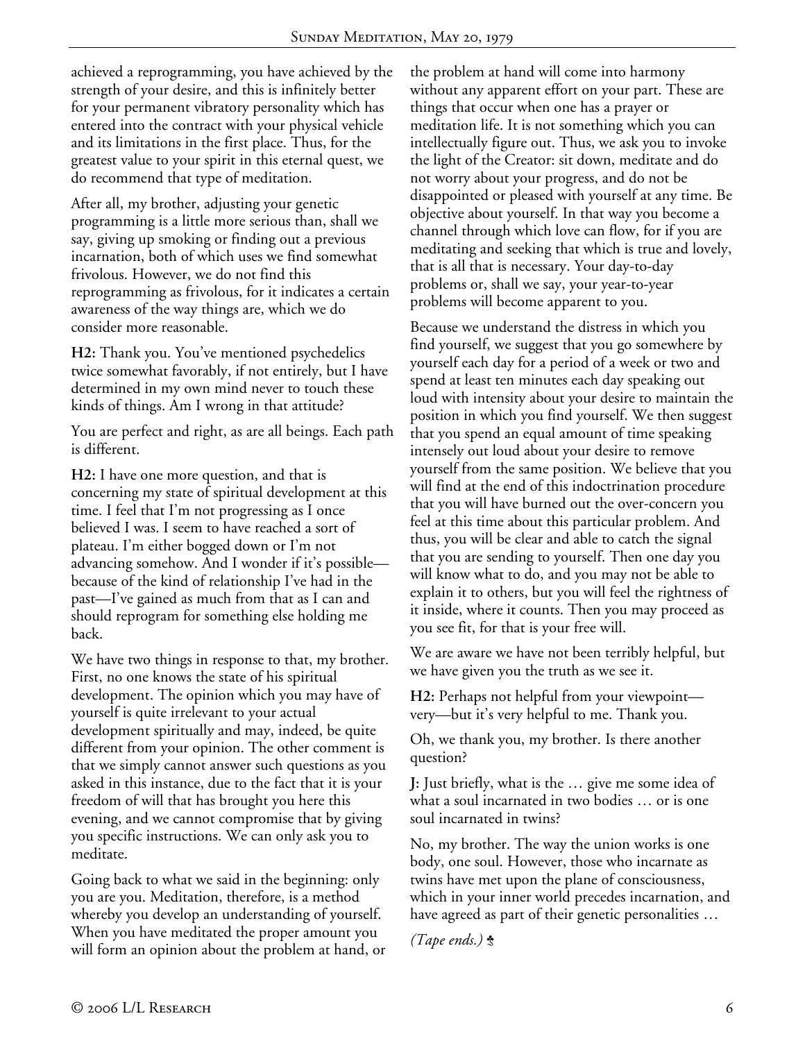achieved a reprogramming, you have achieved by the strength of your desire, and this is infinitely better for your permanent vibratory personality which has entered into the contract with your physical vehicle and its limitations in the first place. Thus, for the greatest value to your spirit in this eternal quest, we do recommend that type of meditation.

After all, my brother, adjusting your genetic programming is a little more serious than, shall we say, giving up smoking or finding out a previous incarnation, both of which uses we find somewhat frivolous. However, we do not find this reprogramming as frivolous, for it indicates a certain awareness of the way things are, which we do consider more reasonable.

**H2:** Thank you. You've mentioned psychedelics twice somewhat favorably, if not entirely, but I have determined in my own mind never to touch these kinds of things. Am I wrong in that attitude?

You are perfect and right, as are all beings. Each path is different.

**H2:** I have one more question, and that is concerning my state of spiritual development at this time. I feel that I'm not progressing as I once believed I was. I seem to have reached a sort of plateau. I'm either bogged down or I'm not advancing somehow. And I wonder if it's possible—because of the kind of relationship I've had in the past—I've gained as much from that as I can and should reprogram for something else holding me back.

We have two things in response to that, my brother. First, no one knows the state of his spiritual development. The opinion which you may have of yourself is quite irrelevant to your actual development spiritually and may, indeed, be quite different from your opinion. The other comment is that we simply cannot answer such questions as you asked in this instance, due to the fact that it is your freedom of will that has brought you here this evening, and we cannot compromise that by giving you specific instructions. We can only ask you to meditate.

Going back to what we said in the beginning: only you are you. Meditation, therefore, is a method whereby you develop an understanding of yourself. When you have meditated the proper amount you will form an opinion about the problem at hand, or the problem at hand will come into harmony without any apparent effort on your part. These are things that occur when one has a prayer or meditation life. It is not something which you can intellectually figure out. Thus, we ask you to invoke the light of the Creator: sit down, meditate and do not worry about your progress, and do not be disappointed or pleased with yourself at any time. Be objective about yourself. In that way you become a channel through which love can flow, for if you are meditating and seeking that which is true and lovely, that is all that is necessary. Your day-to-day problems or, shall we say, your year-to-year problems will become apparent to you.

Because we understand the distress in which you find yourself, we suggest that you go somewhere by yourself each day for a period of a week or two and spend at least ten minutes each day speaking out loud with intensity about your desire to maintain the position in which you find yourself. We then suggest that you spend an equal amount of time speaking intensely out loud about your desire to remove yourself from the same position. We believe that you will find at the end of this indoctrination procedure that you will have burned out the over-concern you feel at this time about this particular problem. And thus, you will be clear and able to catch the signal that you are sending to yourself. Then one day you will know what to do, and you may not be able to explain it to others, but you will feel the rightness of it inside, where it counts. Then you may proceed as you see fit, for that is your free will.

We are aware we have not been terribly helpful, but we have given you the truth as we see it.

**H2:** Perhaps not helpful from your viewpoint—very—but it's very helpful to me. Thank you.

Oh, we thank you, my brother. Is there another question?

**J:** Just briefly, what is the … give me some idea of what a soul incarnated in two bodies … or is one soul incarnated in twins?

No, my brother. The way the union works is one body, one soul. However, those who incarnate as twins have met upon the plane of consciousness, which in your inner world precedes incarnation, and have agreed as part of their genetic personalities …

*(Tape ends.)*